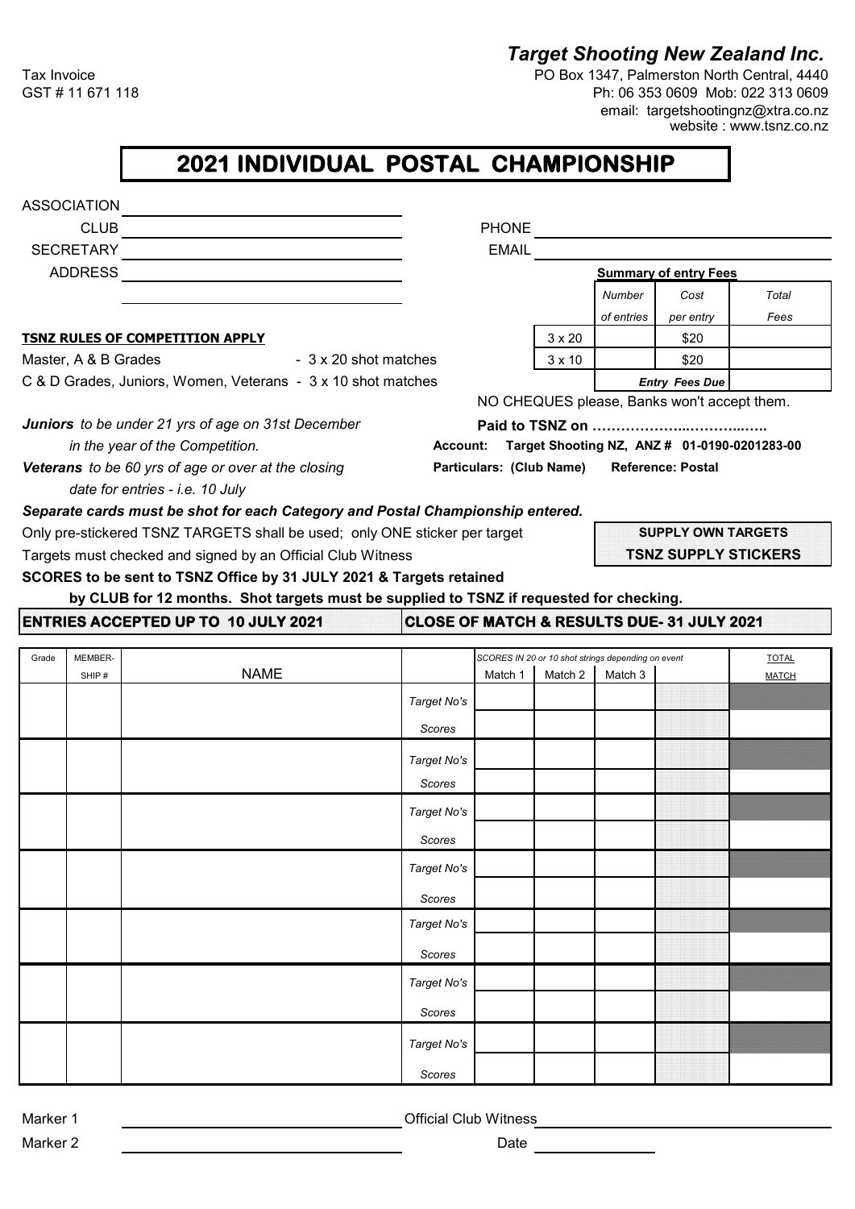Tax Invoice
GST # 11 671 118

***Target Shooting New Zealand Inc.***
PO Box 1347, Palmerston North Central, 4440
Ph: 06 353 0609 Mob: 022 313 0609
email: targetshootingnz@xtra.co.nz
website : www.tsnz.co.nz

# 2021 INDIVIDUAL POSTAL CHAMPIONSHIP

ASSOCIATION ______________________
CLUB ______________________ PHONE ______________________
SECRETARY ______________________ EMAIL ______________________
ADDRESS ______________________
______________________

**Summary of entry Fees**

| | *Number of entries* | *Cost per entry* | *Total Fees* |
|---|---|---|---|
| 3 x 20 | | $20 | |
| 3 x 10 | | $20 | |
| | | ***Entry Fees Due*** | |

**TSNZ RULES OF COMPETITION APPLY**

Master, A & B Grades - 3 x 20 shot matches
C & D Grades, Juniors, Women, Veterans - 3 x 10 shot matches

NO CHEQUES please, Banks won't accept them.

***Juniors*** *to be under 21 yrs of age on 31st December in the year of the Competition.*

***Veterans*** *to be 60 yrs of age or over at the closing date for entries - i.e. 10 July*

**Paid to TSNZ on ……………….……….…..**
**Account: Target Shooting NZ, ANZ # 01-0190-0201283-00**
**Particulars: (Club Name) Reference: Postal**

***Separate cards must be shot for each Category and Postal Championship entered.***

Only pre-stickered TSNZ TARGETS shall be used; only ONE sticker per target

Targets must checked and signed by an Official Club Witness

**SUPPLY OWN TARGETS**
**TSNZ SUPPLY STICKERS**

**SCORES to be sent to TSNZ Office by 31 JULY 2021 & Targets retained by CLUB for 12 months. Shot targets must be supplied to TSNZ if requested for checking.**

**ENTRIES ACCEPTED UP TO 10 JULY 2021** | **CLOSE OF MATCH & RESULTS DUE- 31 JULY 2021**

| Grade | MEMBER-SHIP # | NAME | | *SCORES IN 20 or 10 shot strings depending on event* Match 1 | Match 2 | Match 3 | | TOTAL MATCH |
|---|---|---|---|---|---|---|---|---|
| | | | *Target No's* | | | | | |
| | | | *Scores* | | | | | |
| | | | *Target No's* | | | | | |
| | | | *Scores* | | | | | |
| | | | *Target No's* | | | | | |
| | | | *Scores* | | | | | |
| | | | *Target No's* | | | | | |
| | | | *Scores* | | | | | |
| | | | *Target No's* | | | | | |
| | | | *Scores* | | | | | |
| | | | *Target No's* | | | | | |
| | | | *Scores* | | | | | |
| | | | *Target No's* | | | | | |
| | | | *Scores* | | | | | |

Marker 1 ______________________ Official Club Witness ______________________
Marker 2 ______________________ Date ______________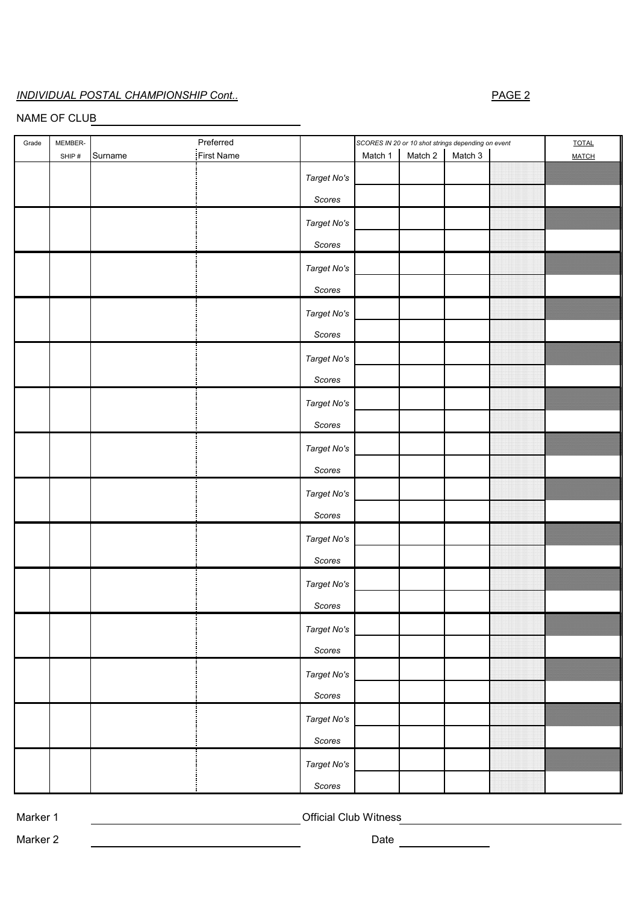*INDIVIDUAL POSTAL CHAMPIONSHIP Cont..*

NAME OF CLUB ______________________

| Grade | MEMBER-SHIP # | Surname | Preferred First Name | | SCORES IN 20 or 10 shot strings depending on event Match 1 | Match 2 | Match 3 | | TOTAL MATCH |
|---|---|---|---|---|---|---|---|---|---|
| | | | | *Target No's* | | | | | |
| | | | | *Scores* | | | | | |
| | | | | *Target No's* | | | | | |
| | | | | *Scores* | | | | | |
| | | | | *Target No's* | | | | | |
| | | | | *Scores* | | | | | |
| | | | | *Target No's* | | | | | |
| | | | | *Scores* | | | | | |
| | | | | *Target No's* | | | | | |
| | | | | *Scores* | | | | | |
| | | | | *Target No's* | | | | | |
| | | | | *Scores* | | | | | |
| | | | | *Target No's* | | | | | |
| | | | | *Scores* | | | | | |
| | | | | *Target No's* | | | | | |
| | | | | *Scores* | | | | | |
| | | | | *Target No's* | | | | | |
| | | | | *Scores* | | | | | |
| | | | | *Target No's* | | | | | |
| | | | | *Scores* | | | | | |
| | | | | *Target No's* | | | | | |
| | | | | *Scores* | | | | | |
| | | | | *Target No's* | | | | | |
| | | | | *Scores* | | | | | |
| | | | | *Target No's* | | | | | |
| | | | | *Scores* | | | | | |
| | | | | *Target No's* | | | | | |
| | | | | *Scores* | | | | | |

Marker 1 ______________________ Official Club Witness ______________________

Marker 2 ______________________ Date ______________